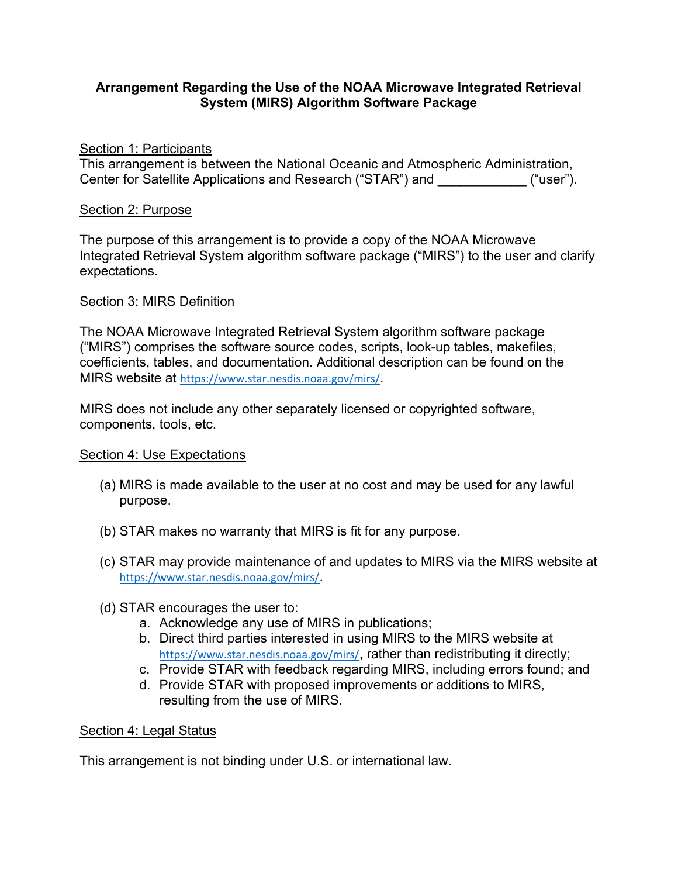# Arrangement Regarding the Use of the NOAA Microwave Integrated Retrieval System (MIRS) Algorithm Software Package

## Section 1: Participants

This arrangement is between the National Oceanic and Atmospheric Administration, Center for Satellite Applications and Research ("STAR") and ____________ ("user").

## Section 2: Purpose

The purpose of this arrangement is to provide a copy of the NOAA Microwave Integrated Retrieval System algorithm software package ("MIRS") to the user and clarify expectations.

## Section 3: MIRS Definition

The NOAA Microwave Integrated Retrieval System algorithm software package ("MIRS") comprises the software source codes, scripts, look-up tables, makefiles, coefficients, tables, and documentation. Additional description can be found on the MIRS website at https://www.star.nesdis.noaa.gov/mirs/.

MIRS does not include any other separately licensed or copyrighted software, components, tools, etc.

## Section 4: Use Expectations

(a) MIRS is made available to the user at no cost and may be used for any lawful purpose.

(b) STAR makes no warranty that MIRS is fit for any purpose.

(c) STAR may provide maintenance of and updates to MIRS via the MIRS website at https://www.star.nesdis.noaa.gov/mirs/.

(d) STAR encourages the user to:

a. Acknowledge any use of MIRS in publications;
b. Direct third parties interested in using MIRS to the MIRS website at https://www.star.nesdis.noaa.gov/mirs/, rather than redistributing it directly;
c. Provide STAR with feedback regarding MIRS, including errors found; and
d. Provide STAR with proposed improvements or additions to MIRS, resulting from the use of MIRS.

## Section 4: Legal Status

This arrangement is not binding under U.S. or international law.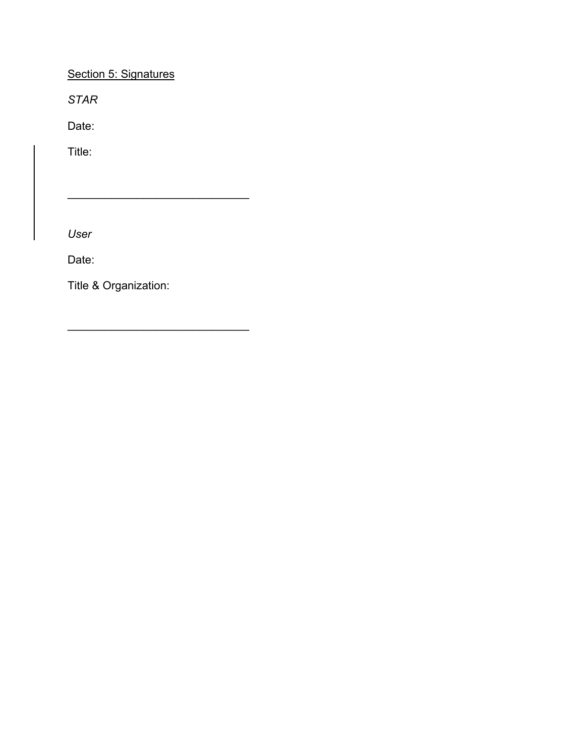Section 5: Signatures

*STAR*

Date:

Title:

______________________________

*User*

Date:

Title & Organization:

______________________________